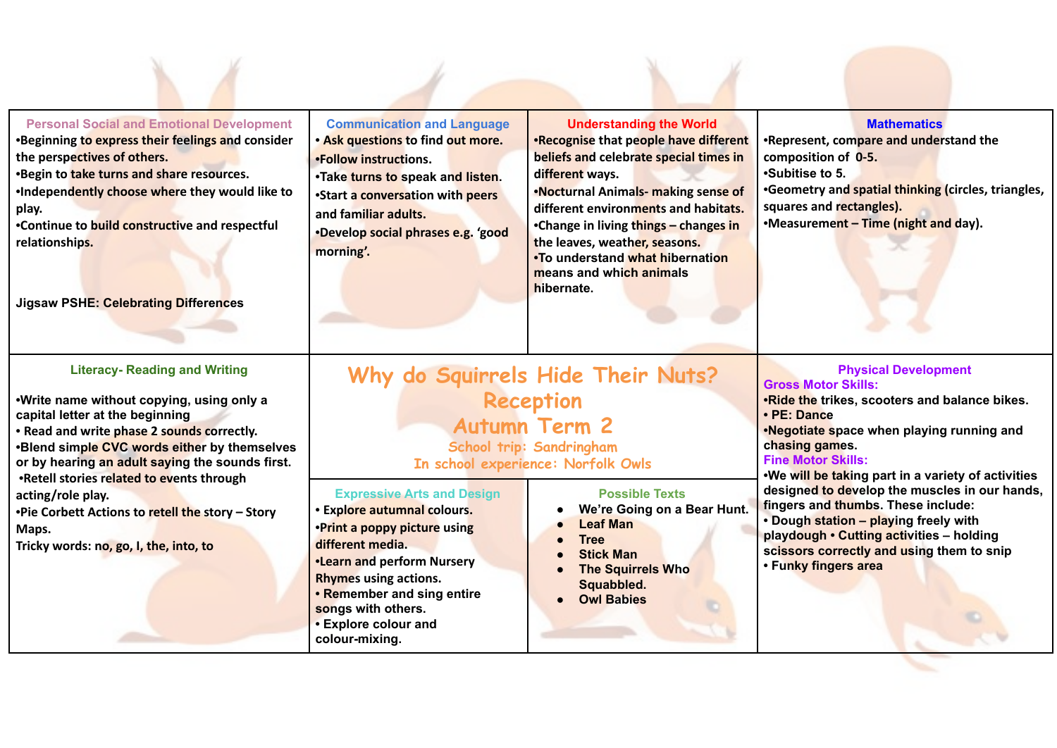# Why do Squirrels Hide Their Nuts?

## Reception

## Autumn Term 2

School trip: Sandringham

In school experience: Norfolk Owls

### Personal Social and Emotional Development

- Beginning to express their feelings and consider the perspectives of others.
- Begin to take turns and share resources.
- Independently choose where they would like to play.
- Continue to build constructive and respectful relationships.

**Jigsaw PSHE: Celebrating Differences**

### Communication and Language

- Ask questions to find out more.
- Follow instructions.
- Take turns to speak and listen.
- Start a conversation with peers and familiar adults.
- Develop social phrases e.g. 'good morning'.

### Understanding the World

- Recognise that people have different beliefs and celebrate special times in different ways.
- Nocturnal Animals- making sense of different environments and habitats.
- Change in living things – changes in the leaves, weather, seasons.
- To understand what hibernation means and which animals hibernate.

### Mathematics

- Represent, compare and understand the composition of 0-5.
- Subitise to 5.
- Geometry and spatial thinking (circles, triangles, squares and rectangles).
- Measurement – Time (night and day).

### Literacy- Reading and Writing

- Write name without copying, using only a capital letter at the beginning
- Read and write phase 2 sounds correctly.
- Blend simple CVC words either by themselves or by hearing an adult saying the sounds first.
- Retell stories related to events through acting/role play.
- Pie Corbett Actions to retell the story – Story Maps.

Tricky words: no, go, I, the, into, to

### Expressive Arts and Design

- Explore autumnal colours.
- Print a poppy picture using different media.
- Learn and perform Nursery Rhymes using actions.
- Remember and sing entire songs with others.
- Explore colour and colour-mixing.

### Possible Texts

- We're Going on a Bear Hunt.
- Leaf Man
- Tree
- Stick Man
- The Squirrels Who Squabbled.
- Owl Babies

### Physical Development

**Gross Motor Skills:**

- Ride the trikes, scooters and balance bikes.
- PE: Dance
- Negotiate space when playing running and chasing games.

**Fine Motor Skills:**

- We will be taking part in a variety of activities designed to develop the muscles in our hands, fingers and thumbs. These include:
- Dough station – playing freely with playdough
- Cutting activities – holding scissors correctly and using them to snip
- Funky fingers area